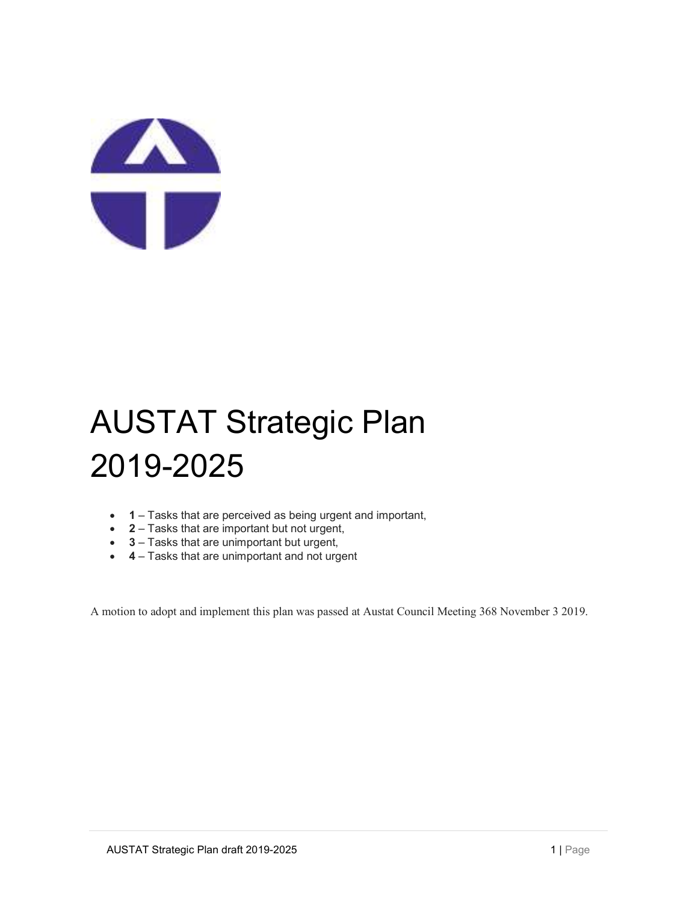# AUSTAT Strategic Plan 2019-2025

- **1** – Tasks that are perceived as being urgent and important,
- **2** – Tasks that are important but not urgent,
- **3** – Tasks that are unimportant but urgent,
- **4** – Tasks that are unimportant and not urgent

A motion to adopt and implement this plan was passed at Austat Council Meeting 368 November 3 2019.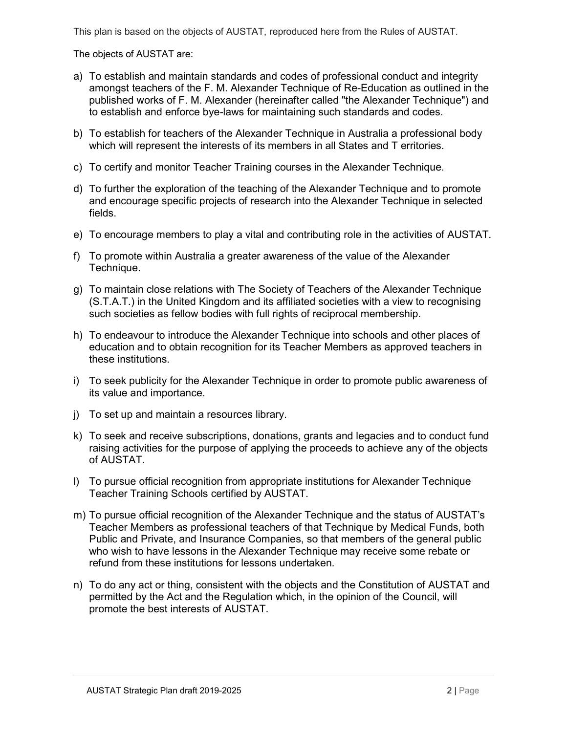This plan is based on the objects of AUSTAT, reproduced here from the Rules of AUSTAT.

The objects of AUSTAT are:

a) To establish and maintain standards and codes of professional conduct and integrity amongst teachers of the F. M. Alexander Technique of Re-Education as outlined in the published works of F. M. Alexander (hereinafter called "the Alexander Technique") and to establish and enforce bye-laws for maintaining such standards and codes.

b) To establish for teachers of the Alexander Technique in Australia a professional body which will represent the interests of its members in all States and T erritories.

c) To certify and monitor Teacher Training courses in the Alexander Technique.

d) To further the exploration of the teaching of the Alexander Technique and to promote and encourage specific projects of research into the Alexander Technique in selected fields.

e) To encourage members to play a vital and contributing role in the activities of AUSTAT.

f) To promote within Australia a greater awareness of the value of the Alexander Technique.

g) To maintain close relations with The Society of Teachers of the Alexander Technique (S.T.A.T.) in the United Kingdom and its affiliated societies with a view to recognising such societies as fellow bodies with full rights of reciprocal membership.

h) To endeavour to introduce the Alexander Technique into schools and other places of education and to obtain recognition for its Teacher Members as approved teachers in these institutions.

i) To seek publicity for the Alexander Technique in order to promote public awareness of its value and importance.

j) To set up and maintain a resources library.

k) To seek and receive subscriptions, donations, grants and legacies and to conduct fund raising activities for the purpose of applying the proceeds to achieve any of the objects of AUSTAT.

l) To pursue official recognition from appropriate institutions for Alexander Technique Teacher Training Schools certified by AUSTAT.

m) To pursue official recognition of the Alexander Technique and the status of AUSTAT's Teacher Members as professional teachers of that Technique by Medical Funds, both Public and Private, and Insurance Companies, so that members of the general public who wish to have lessons in the Alexander Technique may receive some rebate or refund from these institutions for lessons undertaken.

n) To do any act or thing, consistent with the objects and the Constitution of AUSTAT and permitted by the Act and the Regulation which, in the opinion of the Council, will promote the best interests of AUSTAT.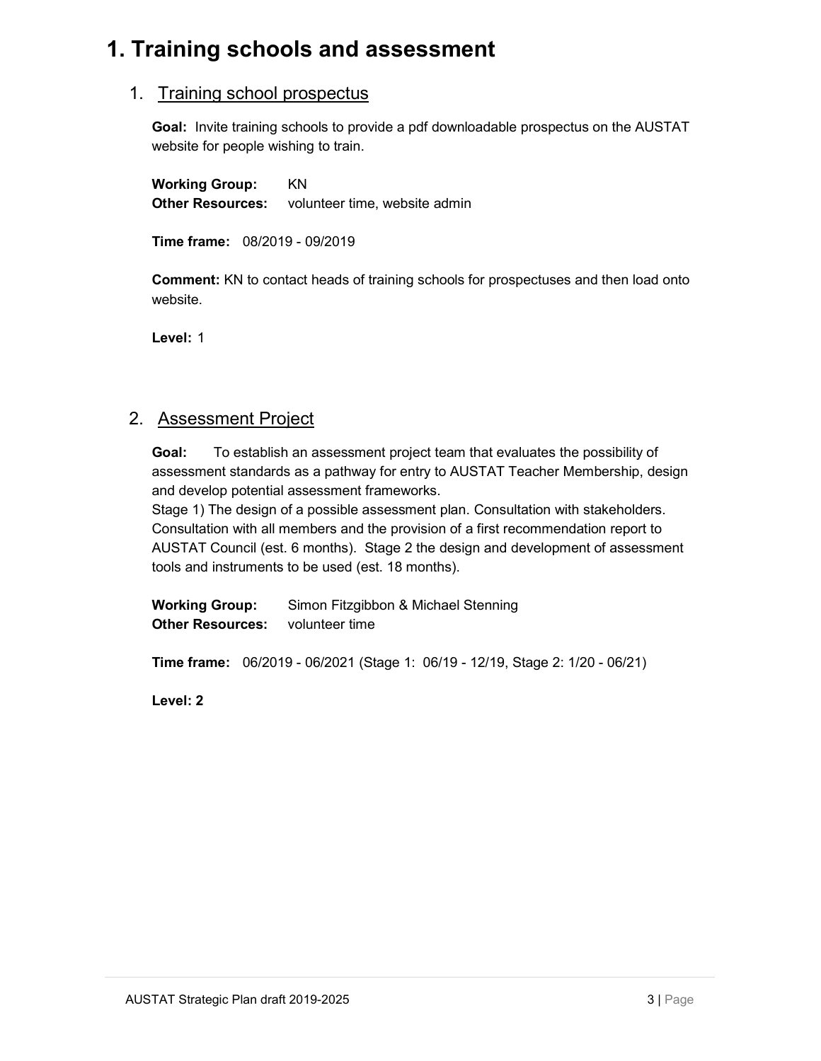# 1. Training schools and assessment

## 1. Training school prospectus

**Goal:** Invite training schools to provide a pdf downloadable prospectus on the AUSTAT website for people wishing to train.

**Working Group:** KN
**Other Resources:** volunteer time, website admin

**Time frame:** 08/2019 - 09/2019

**Comment:** KN to contact heads of training schools for prospectuses and then load onto website.

**Level:** 1

## 2. Assessment Project

**Goal:** To establish an assessment project team that evaluates the possibility of assessment standards as a pathway for entry to AUSTAT Teacher Membership, design and develop potential assessment frameworks.
Stage 1) The design of a possible assessment plan. Consultation with stakeholders. Consultation with all members and the provision of a first recommendation report to AUSTAT Council (est. 6 months). Stage 2 the design and development of assessment tools and instruments to be used (est. 18 months).

**Working Group:** Simon Fitzgibbon & Michael Stenning
**Other Resources:** volunteer time

**Time frame:** 06/2019 - 06/2021 (Stage 1: 06/19 - 12/19, Stage 2: 1/20 - 06/21)

**Level: 2**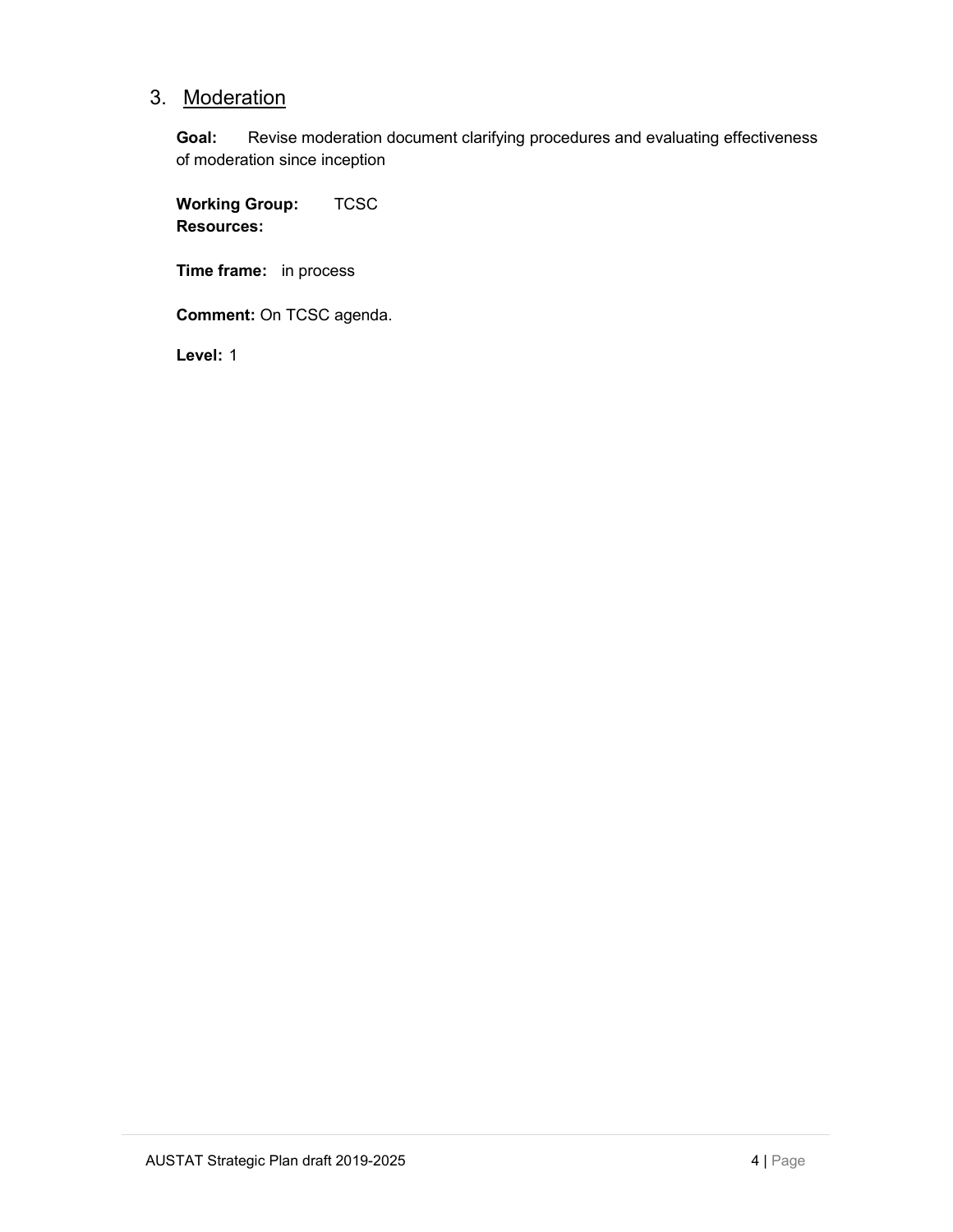## 3. Moderation

**Goal:** Revise moderation document clarifying procedures and evaluating effectiveness of moderation since inception

**Working Group:** TCSC
**Resources:**

**Time frame:** in process

**Comment:** On TCSC agenda.

**Level:** 1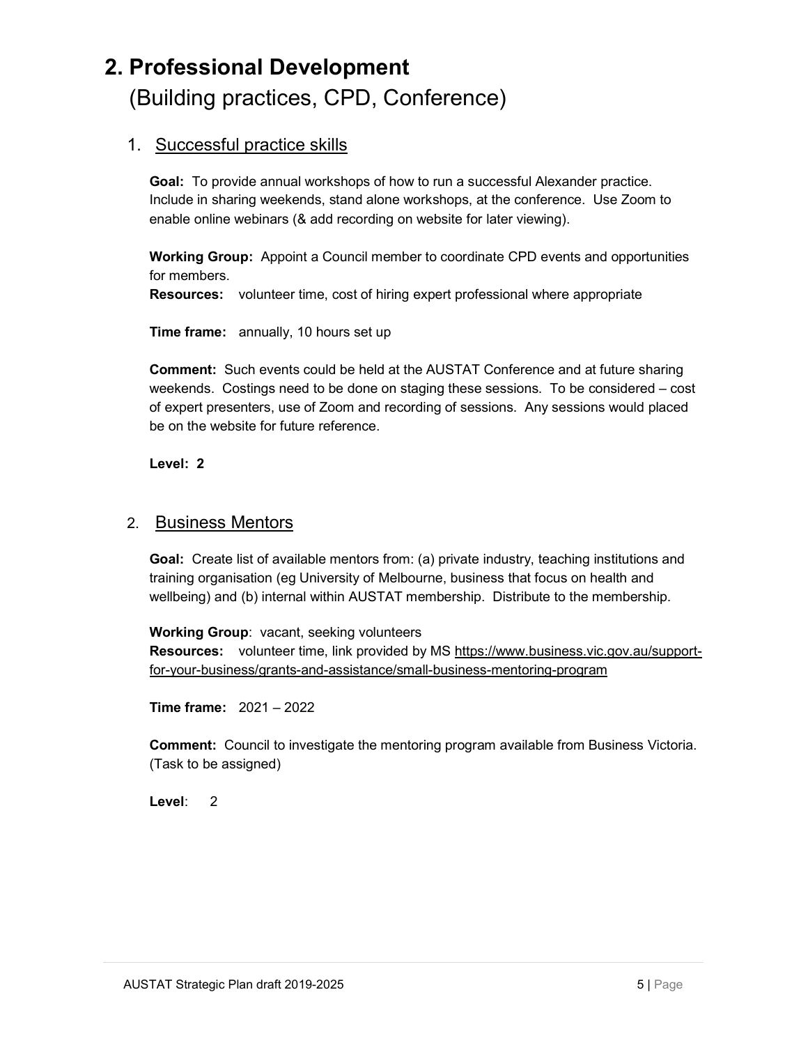# 2. Professional Development

(Building practices, CPD, Conference)

## 1. Successful practice skills

**Goal:** To provide annual workshops of how to run a successful Alexander practice. Include in sharing weekends, stand alone workshops, at the conference. Use Zoom to enable online webinars (& add recording on website for later viewing).

**Working Group:** Appoint a Council member to coordinate CPD events and opportunities for members.

**Resources:** volunteer time, cost of hiring expert professional where appropriate

**Time frame:** annually, 10 hours set up

**Comment:** Such events could be held at the AUSTAT Conference and at future sharing weekends. Costings need to be done on staging these sessions. To be considered – cost of expert presenters, use of Zoom and recording of sessions. Any sessions would placed be on the website for future reference.

**Level: 2**

## 2. Business Mentors

**Goal:** Create list of available mentors from: (a) private industry, teaching institutions and training organisation (eg University of Melbourne, business that focus on health and wellbeing) and (b) internal within AUSTAT membership. Distribute to the membership.

**Working Group**: vacant, seeking volunteers

**Resources:** volunteer time, link provided by MS https://www.business.vic.gov.au/support-for-your-business/grants-and-assistance/small-business-mentoring-program

**Time frame:** 2021 – 2022

**Comment:** Council to investigate the mentoring program available from Business Victoria. (Task to be assigned)

**Level**: 2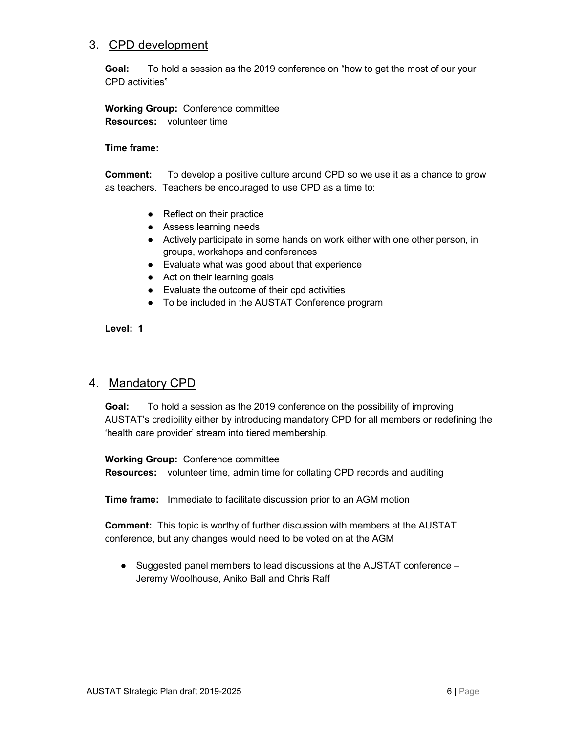## 3. CPD development

**Goal:** To hold a session as the 2019 conference on "how to get the most of our your CPD activities"

**Working Group:** Conference committee
**Resources:** volunteer time

**Time frame:**

**Comment:** To develop a positive culture around CPD so we use it as a chance to grow as teachers. Teachers be encouraged to use CPD as a time to:

- Reflect on their practice
- Assess learning needs
- Actively participate in some hands on work either with one other person, in groups, workshops and conferences
- Evaluate what was good about that experience
- Act on their learning goals
- Evaluate the outcome of their cpd activities
- To be included in the AUSTAT Conference program

**Level: 1**

## 4. Mandatory CPD

**Goal:** To hold a session as the 2019 conference on the possibility of improving AUSTAT's credibility either by introducing mandatory CPD for all members or redefining the 'health care provider' stream into tiered membership.

**Working Group:** Conference committee
**Resources:** volunteer time, admin time for collating CPD records and auditing

**Time frame:** Immediate to facilitate discussion prior to an AGM motion

**Comment:** This topic is worthy of further discussion with members at the AUSTAT conference, but any changes would need to be voted on at the AGM

- Suggested panel members to lead discussions at the AUSTAT conference – Jeremy Woolhouse, Aniko Ball and Chris Raff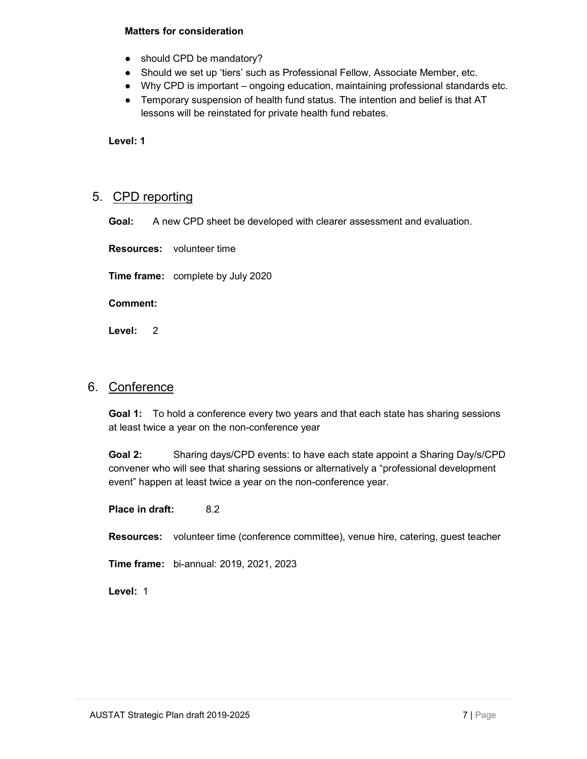**Matters for consideration**

- should CPD be mandatory?
- Should we set up 'tiers' such as Professional Fellow, Associate Member, etc.
- Why CPD is important – ongoing education, maintaining professional standards etc.
- Temporary suspension of health fund status. The intention and belief is that AT lessons will be reinstated for private health fund rebates.

**Level: 1**

## 5. CPD reporting

**Goal:** A new CPD sheet be developed with clearer assessment and evaluation.

**Resources:** volunteer time

**Time frame:** complete by July 2020

**Comment:**

**Level:** 2

## 6. Conference

**Goal 1:** To hold a conference every two years and that each state has sharing sessions at least twice a year on the non-conference year

**Goal 2:** Sharing days/CPD events: to have each state appoint a Sharing Day/s/CPD convener who will see that sharing sessions or alternatively a "professional development event" happen at least twice a year on the non-conference year.

**Place in draft:** 8.2

**Resources:** volunteer time (conference committee), venue hire, catering, guest teacher

**Time frame:** bi-annual: 2019, 2021, 2023

**Level:** 1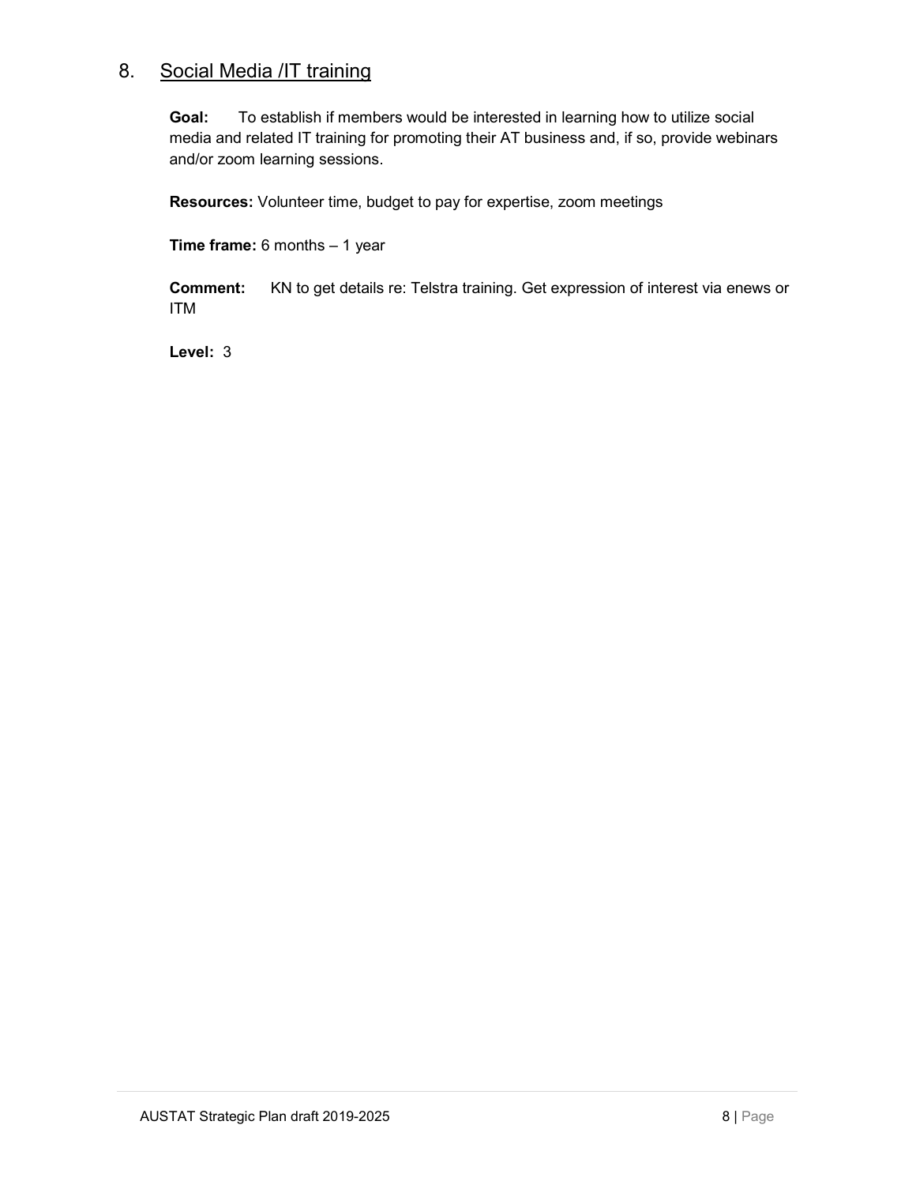## 8. Social Media /IT training

**Goal:** To establish if members would be interested in learning how to utilize social media and related IT training for promoting their AT business and, if so, provide webinars and/or zoom learning sessions.

**Resources:** Volunteer time, budget to pay for expertise, zoom meetings

**Time frame:** 6 months – 1 year

**Comment:** KN to get details re: Telstra training. Get expression of interest via enews or ITM

**Level:** 3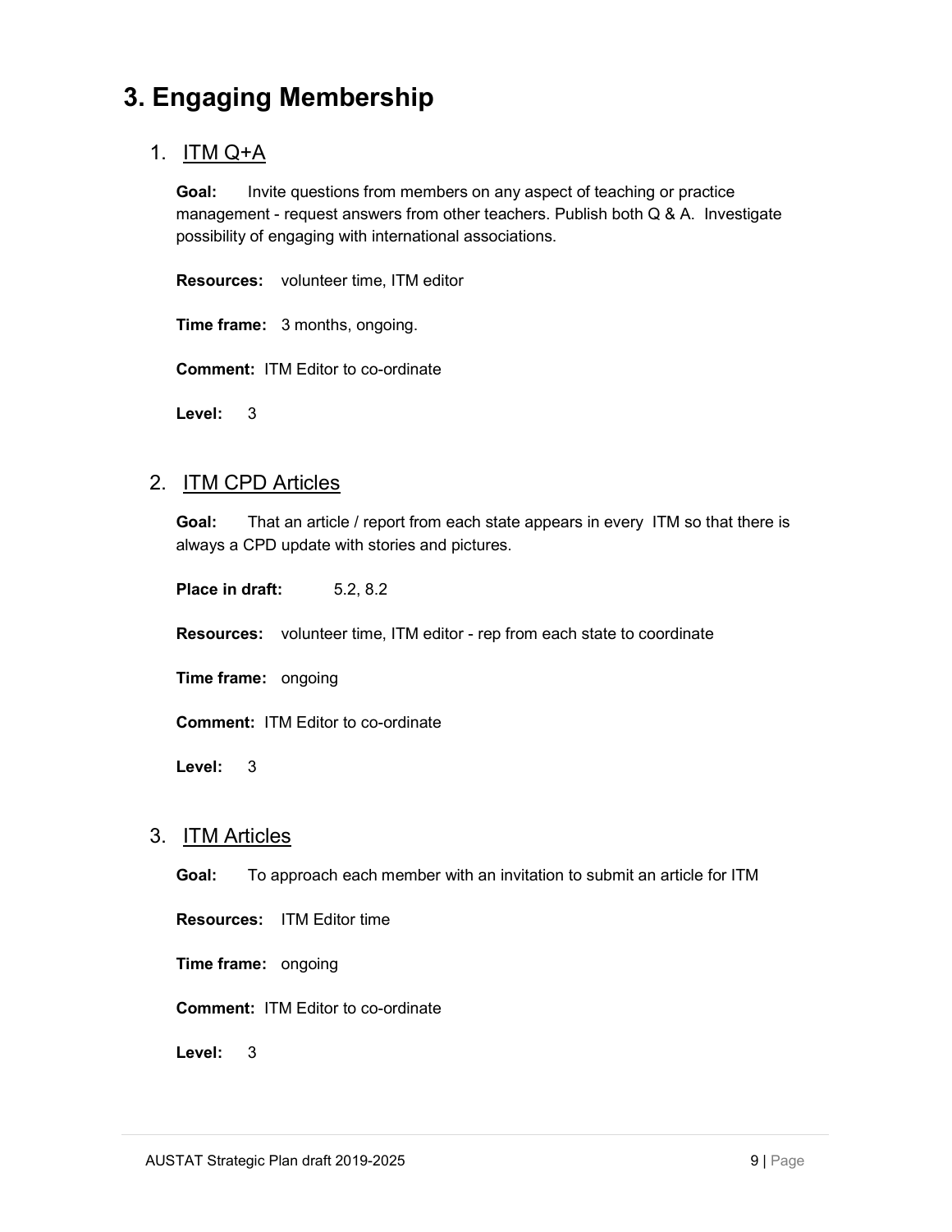# 3. Engaging Membership

1. <u>ITM Q+A</u>

   **Goal:** Invite questions from members on any aspect of teaching or practice management - request answers from other teachers. Publish both Q & A. Investigate possibility of engaging with international associations.

   **Resources:** volunteer time, ITM editor

   **Time frame:** 3 months, ongoing.

   **Comment:** ITM Editor to co-ordinate

   **Level:** 3

2. <u>ITM CPD Articles</u>

   **Goal:** That an article / report from each state appears in every ITM so that there is always a CPD update with stories and pictures.

   **Place in draft:** 5.2, 8.2

   **Resources:** volunteer time, ITM editor - rep from each state to coordinate

   **Time frame:** ongoing

   **Comment:** ITM Editor to co-ordinate

   **Level:** 3

3. <u>ITM Articles</u>

   **Goal:** To approach each member with an invitation to submit an article for ITM

   **Resources:** ITM Editor time

   **Time frame:** ongoing

   **Comment:** ITM Editor to co-ordinate

   **Level:** 3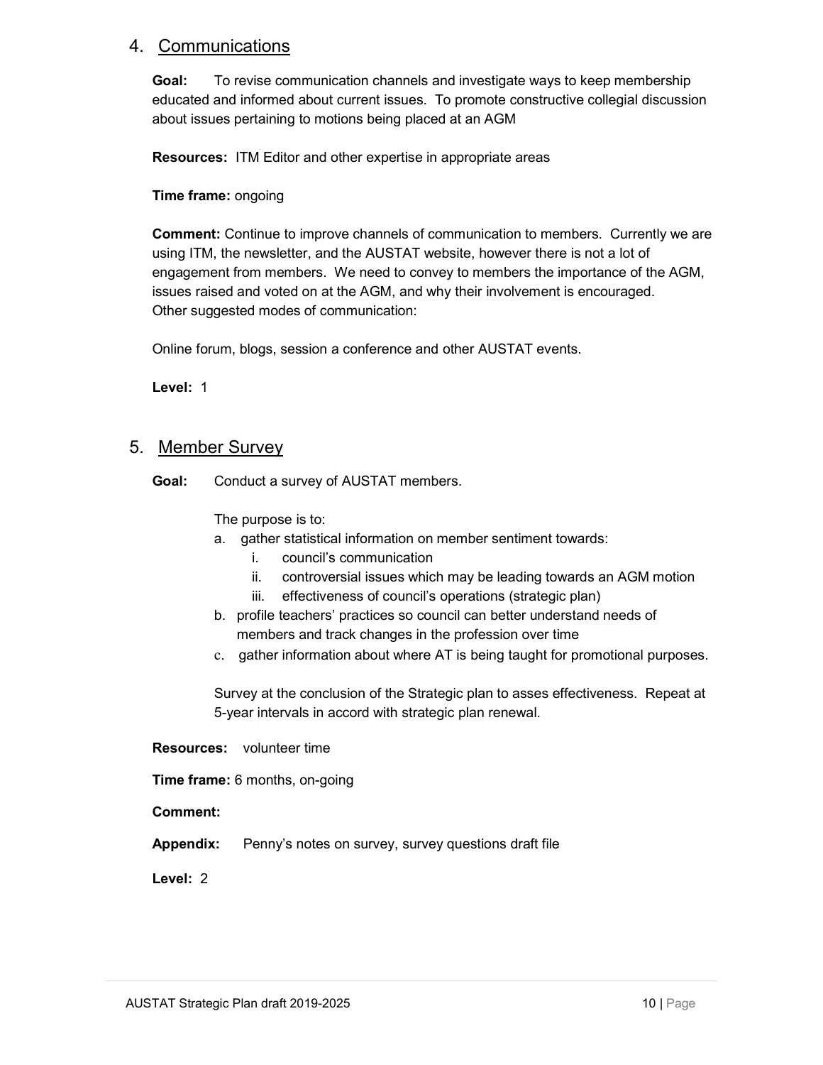## 4. Communications

**Goal:** To revise communication channels and investigate ways to keep membership educated and informed about current issues. To promote constructive collegial discussion about issues pertaining to motions being placed at an AGM

**Resources:** ITM Editor and other expertise in appropriate areas

**Time frame:** ongoing

**Comment:** Continue to improve channels of communication to members. Currently we are using ITM, the newsletter, and the AUSTAT website, however there is not a lot of engagement from members. We need to convey to members the importance of the AGM, issues raised and voted on at the AGM, and why their involvement is encouraged.
Other suggested modes of communication:

Online forum, blogs, session a conference and other AUSTAT events.

**Level:** 1

## 5. Member Survey

**Goal:** Conduct a survey of AUSTAT members.

The purpose is to:

a. gather statistical information on member sentiment towards:
   i. council's communication
   ii. controversial issues which may be leading towards an AGM motion
   iii. effectiveness of council's operations (strategic plan)
b. profile teachers' practices so council can better understand needs of members and track changes in the profession over time
c. gather information about where AT is being taught for promotional purposes.

Survey at the conclusion of the Strategic plan to asses effectiveness. Repeat at 5-year intervals in accord with strategic plan renewal.

**Resources:** volunteer time

**Time frame:** 6 months, on-going

**Comment:**

**Appendix:** Penny's notes on survey, survey questions draft file

**Level:** 2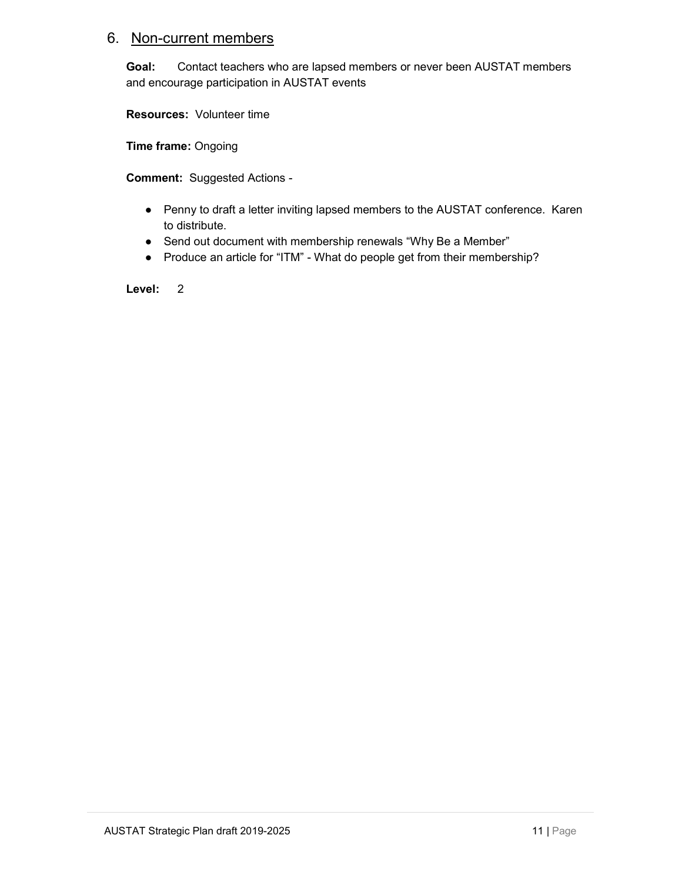## 6. Non-current members

**Goal:** Contact teachers who are lapsed members or never been AUSTAT members and encourage participation in AUSTAT events

**Resources:** Volunteer time

**Time frame:** Ongoing

**Comment:** Suggested Actions -

- Penny to draft a letter inviting lapsed members to the AUSTAT conference. Karen to distribute.
- Send out document with membership renewals "Why Be a Member"
- Produce an article for "ITM" - What do people get from their membership?

**Level:** 2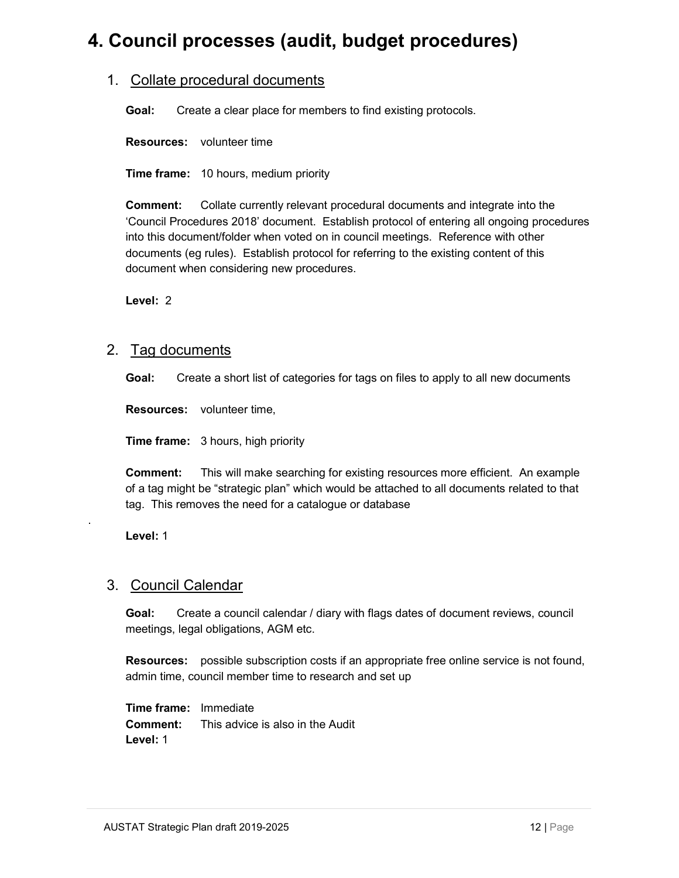# 4. Council processes (audit, budget procedures)

1. Collate procedural documents

   **Goal:** Create a clear place for members to find existing protocols.

   **Resources:** volunteer time

   **Time frame:** 10 hours, medium priority

   **Comment:** Collate currently relevant procedural documents and integrate into the 'Council Procedures 2018' document. Establish protocol of entering all ongoing procedures into this document/folder when voted on in council meetings. Reference with other documents (eg rules). Establish protocol for referring to the existing content of this document when considering new procedures.

   **Level:** 2

2. Tag documents

   **Goal:** Create a short list of categories for tags on files to apply to all new documents

   **Resources:** volunteer time,

   **Time frame:** 3 hours, high priority

   **Comment:** This will make searching for existing resources more efficient. An example of a tag might be "strategic plan" which would be attached to all documents related to that tag. This removes the need for a catalogue or database

   **Level:** 1

3. Council Calendar

   **Goal:** Create a council calendar / diary with flags dates of document reviews, council meetings, legal obligations, AGM etc.

   **Resources:** possible subscription costs if an appropriate free online service is not found, admin time, council member time to research and set up

   **Time frame:** Immediate
   **Comment:** This advice is also in the Audit
   **Level:** 1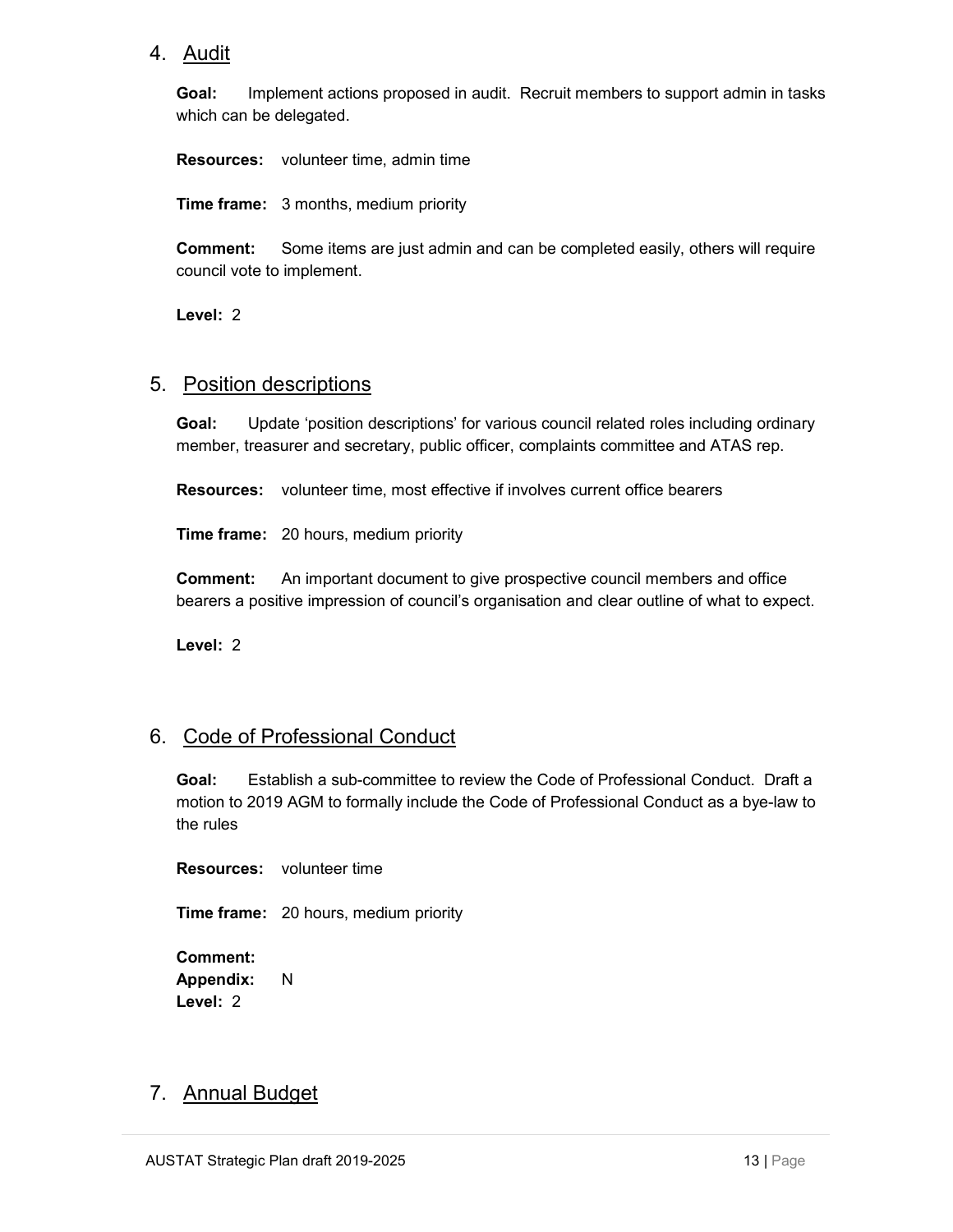## 4. Audit

**Goal:** Implement actions proposed in audit. Recruit members to support admin in tasks which can be delegated.

**Resources:** volunteer time, admin time

**Time frame:** 3 months, medium priority

**Comment:** Some items are just admin and can be completed easily, others will require council vote to implement.

**Level:** 2

## 5. Position descriptions

**Goal:** Update 'position descriptions' for various council related roles including ordinary member, treasurer and secretary, public officer, complaints committee and ATAS rep.

**Resources:** volunteer time, most effective if involves current office bearers

**Time frame:** 20 hours, medium priority

**Comment:** An important document to give prospective council members and office bearers a positive impression of council's organisation and clear outline of what to expect.

**Level:** 2

## 6. Code of Professional Conduct

**Goal:** Establish a sub-committee to review the Code of Professional Conduct. Draft a motion to 2019 AGM to formally include the Code of Professional Conduct as a bye-law to the rules

**Resources:** volunteer time

**Time frame:** 20 hours, medium priority

**Comment:**
**Appendix:** N
**Level:** 2

## 7. Annual Budget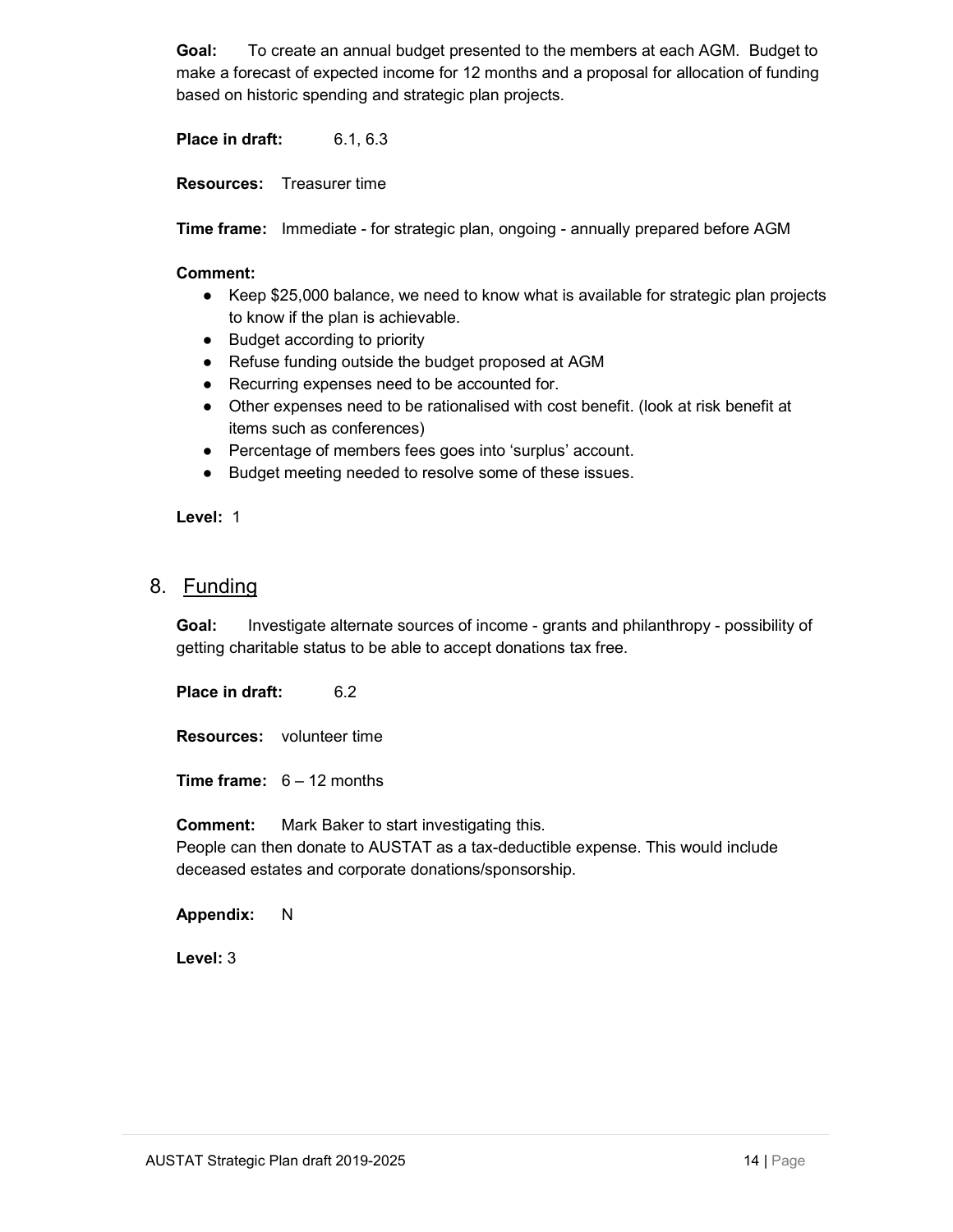**Goal:** To create an annual budget presented to the members at each AGM. Budget to make a forecast of expected income for 12 months and a proposal for allocation of funding based on historic spending and strategic plan projects.

**Place in draft:** 6.1, 6.3

**Resources:** Treasurer time

**Time frame:** Immediate - for strategic plan, ongoing - annually prepared before AGM

**Comment:**

- Keep $25,000 balance, we need to know what is available for strategic plan projects to know if the plan is achievable.
- Budget according to priority
- Refuse funding outside the budget proposed at AGM
- Recurring expenses need to be accounted for.
- Other expenses need to be rationalised with cost benefit. (look at risk benefit at items such as conferences)
- Percentage of members fees goes into 'surplus' account.
- Budget meeting needed to resolve some of these issues.

**Level:** 1

## 8. Funding

**Goal:** Investigate alternate sources of income - grants and philanthropy - possibility of getting charitable status to be able to accept donations tax free.

**Place in draft:** 6.2

**Resources:** volunteer time

**Time frame:** 6 – 12 months

**Comment:** Mark Baker to start investigating this.
People can then donate to AUSTAT as a tax-deductible expense. This would include deceased estates and corporate donations/sponsorship.

**Appendix:** N

**Level:** 3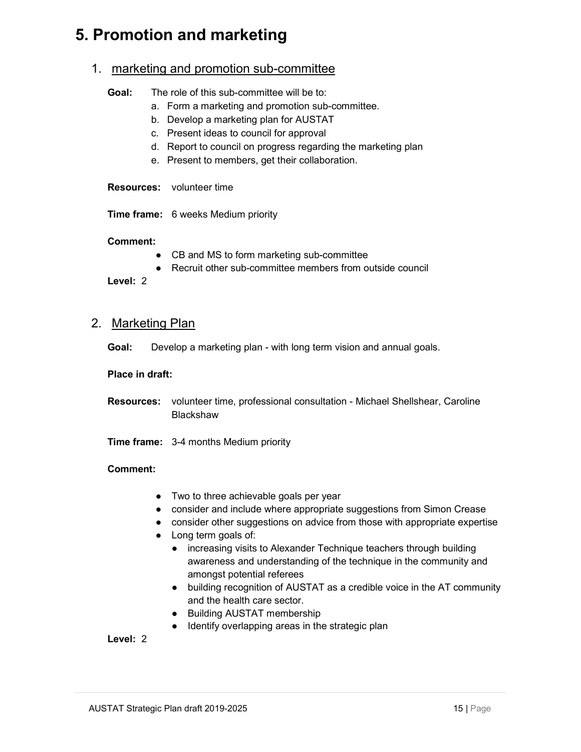# 5. Promotion and marketing

1. marketing and promotion sub-committee

**Goal:** The role of this sub-committee will be to:

a. Form a marketing and promotion sub-committee.
b. Develop a marketing plan for AUSTAT
c. Present ideas to council for approval
d. Report to council on progress regarding the marketing plan
e. Present to members, get their collaboration.

**Resources:** volunteer time

**Time frame:** 6 weeks Medium priority

**Comment:**

- CB and MS to form marketing sub-committee
- Recruit other sub-committee members from outside council

**Level:** 2

2. Marketing Plan

**Goal:** Develop a marketing plan - with long term vision and annual goals.

**Place in draft:**

**Resources:** volunteer time, professional consultation - Michael Shellshear, Caroline Blackshaw

**Time frame:** 3-4 months Medium priority

**Comment:**

- Two to three achievable goals per year
- consider and include where appropriate suggestions from Simon Crease
- consider other suggestions on advice from those with appropriate expertise
- Long term goals of:
  - increasing visits to Alexander Technique teachers through building awareness and understanding of the technique in the community and amongst potential referees
  - building recognition of AUSTAT as a credible voice in the AT community and the health care sector.
  - Building AUSTAT membership
  - Identify overlapping areas in the strategic plan

**Level:** 2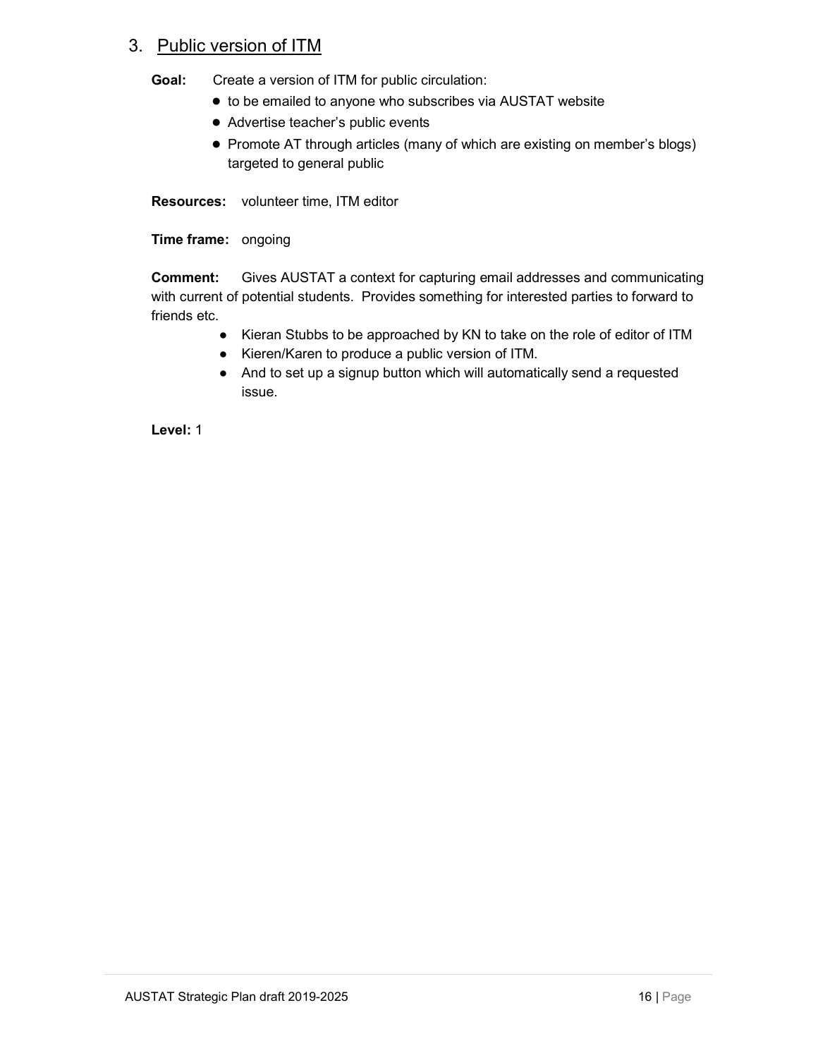## 3. Public version of ITM

**Goal:** Create a version of ITM for public circulation:

- to be emailed to anyone who subscribes via AUSTAT website
- Advertise teacher's public events
- Promote AT through articles (many of which are existing on member's blogs) targeted to general public

**Resources:** volunteer time, ITM editor

**Time frame:** ongoing

**Comment:** Gives AUSTAT a context for capturing email addresses and communicating with current of potential students. Provides something for interested parties to forward to friends etc.

- Kieran Stubbs to be approached by KN to take on the role of editor of ITM
- Kieren/Karen to produce a public version of ITM.
- And to set up a signup button which will automatically send a requested issue.

**Level:** 1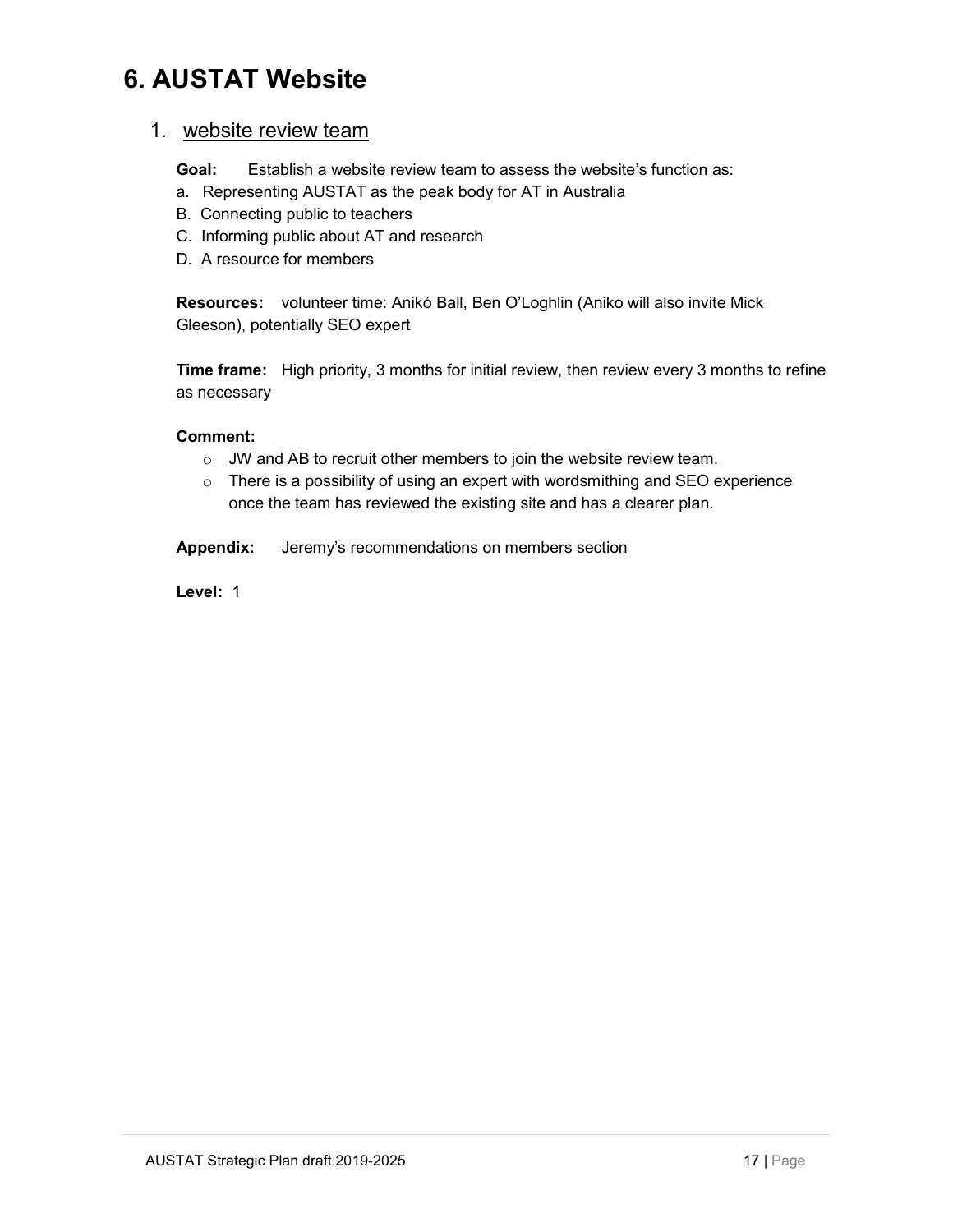# 6. AUSTAT Website

1. <u>website review team</u>

**Goal:** Establish a website review team to assess the website's function as:

a. Representing AUSTAT as the peak body for AT in Australia
B. Connecting public to teachers
C. Informing public about AT and research
D. A resource for members

**Resources:** volunteer time: Anikó Ball, Ben O'Loghlin (Aniko will also invite Mick Gleeson), potentially SEO expert

**Time frame:** High priority, 3 months for initial review, then review every 3 months to refine as necessary

**Comment:**

- JW and AB to recruit other members to join the website review team.
- There is a possibility of using an expert with wordsmithing and SEO experience once the team has reviewed the existing site and has a clearer plan.

**Appendix:** Jeremy's recommendations on members section

**Level:** 1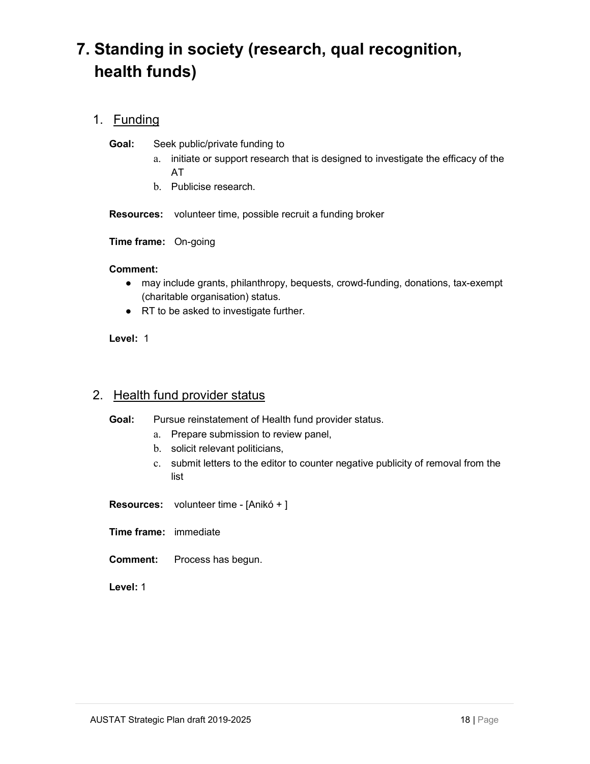# 7. Standing in society (research, qual recognition, health funds)

1. <u>Funding</u>

   **Goal:** Seek public/private funding to
   
   a. initiate or support research that is designed to investigate the efficacy of the AT
   
   b. Publicise research.

   **Resources:** volunteer time, possible recruit a funding broker

   **Time frame:** On-going

   **Comment:**
   
   - may include grants, philanthropy, bequests, crowd-funding, donations, tax-exempt (charitable organisation) status.
   - RT to be asked to investigate further.

   **Level:** 1

2. <u>Health fund provider status</u>

   **Goal:** Pursue reinstatement of Health fund provider status.
   
   a. Prepare submission to review panel,
   
   b. solicit relevant politicians,
   
   c. submit letters to the editor to counter negative publicity of removal from the list

   **Resources:** volunteer time - [Anikó + ]

   **Time frame:** immediate

   **Comment:** Process has begun.

   **Level:** 1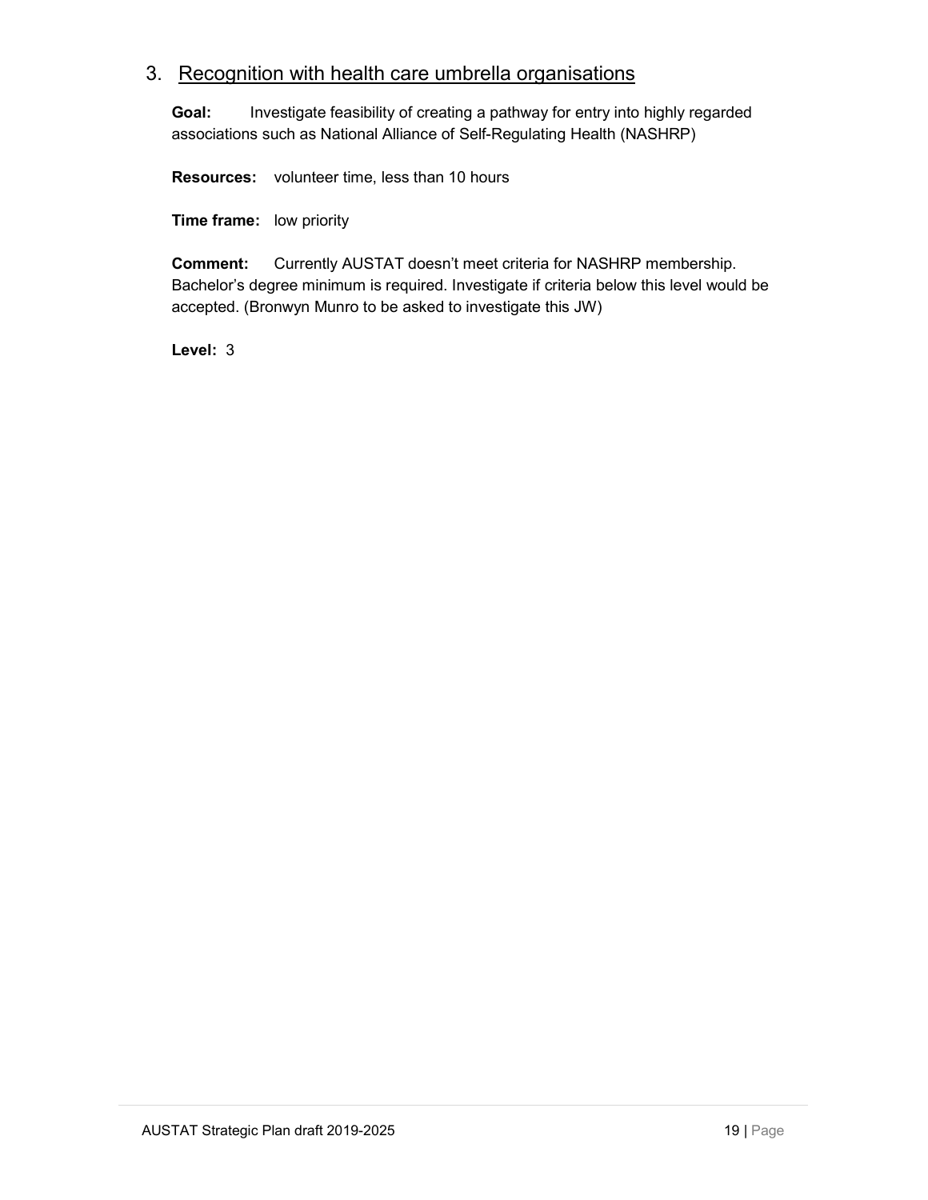## 3. Recognition with health care umbrella organisations

**Goal:** Investigate feasibility of creating a pathway for entry into highly regarded associations such as National Alliance of Self-Regulating Health (NASHRP)

**Resources:** volunteer time, less than 10 hours

**Time frame:** low priority

**Comment:** Currently AUSTAT doesn't meet criteria for NASHRP membership. Bachelor's degree minimum is required. Investigate if criteria below this level would be accepted. (Bronwyn Munro to be asked to investigate this JW)

**Level:** 3